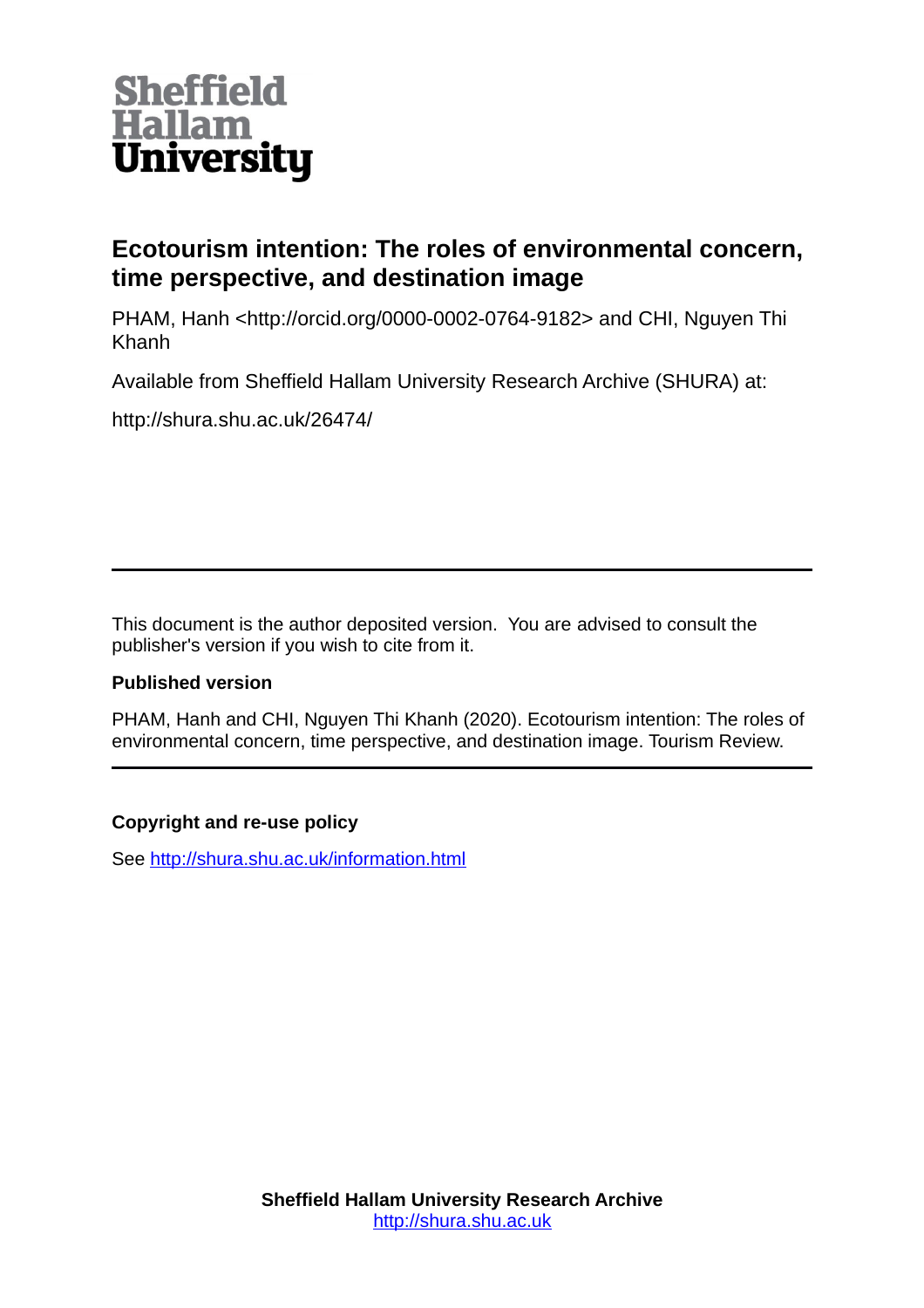Sheffield Hallam University

# Ecotourism intention: The roles of environmental concern, time perspective, and destination image

PHAM, Hanh <http://orcid.org/0000-0002-0764-9182> and CHI, Nguyen Thi Khanh

Available from Sheffield Hallam University Research Archive (SHURA) at:

http://shura.shu.ac.uk/26474/

---

This document is the author deposited version. You are advised to consult the publisher's version if you wish to cite from it.

**Published version**

PHAM, Hanh and CHI, Nguyen Thi Khanh (2020). Ecotourism intention: The roles of environmental concern, time perspective, and destination image. Tourism Review.

---

**Copyright and re-use policy**

See http://shura.shu.ac.uk/information.html

**Sheffield Hallam University Research Archive**
http://shura.shu.ac.uk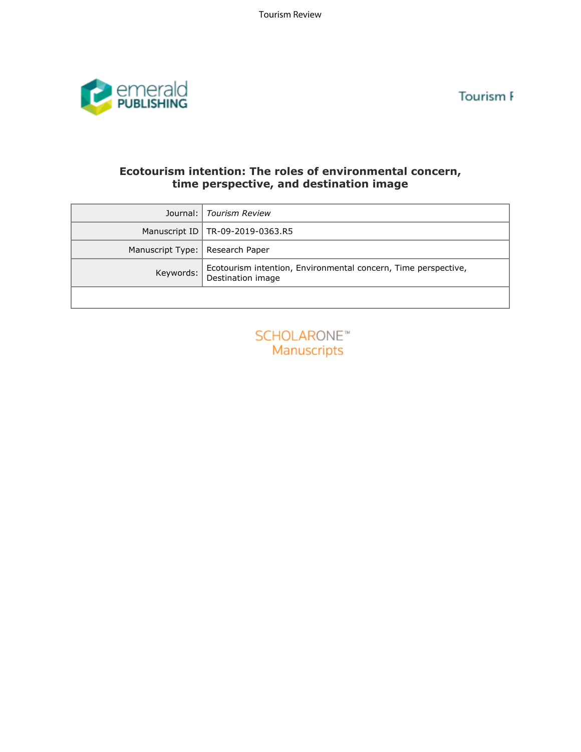# Ecotourism intention: The roles of environmental concern, time perspective, and destination image

| | |
|---|---|
| Journal: | *Tourism Review* |
| Manuscript ID | TR-09-2019-0363.R5 |
| Manuscript Type: | Research Paper |
| Keywords: | Ecotourism intention, Environmental concern, Time perspective, Destination image |
| | |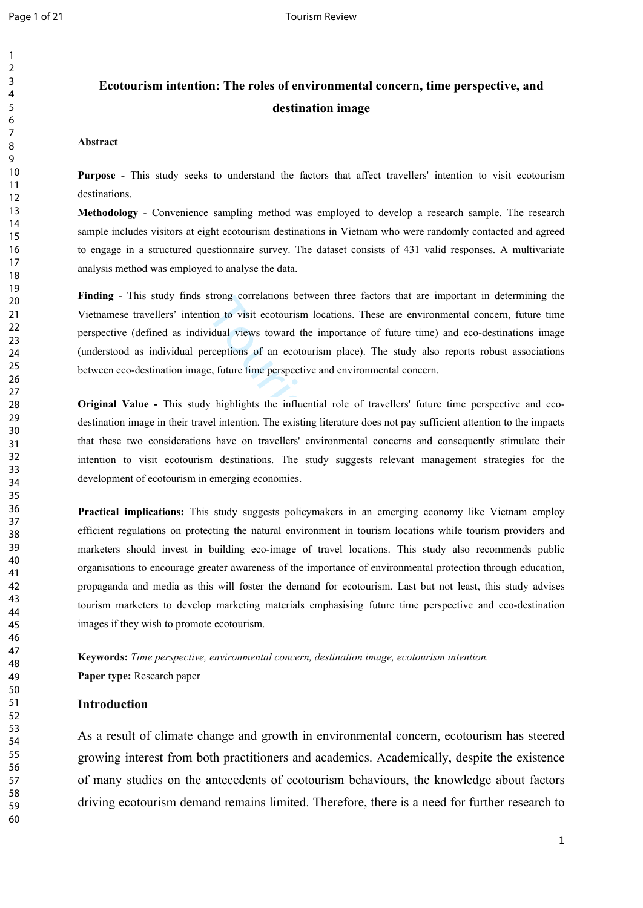# Ecotourism intention: The roles of environmental concern, time perspective, and destination image

**Abstract**

**Purpose -** This study seeks to understand the factors that affect travellers' intention to visit ecotourism destinations.

**Methodology** - Convenience sampling method was employed to develop a research sample. The research sample includes visitors at eight ecotourism destinations in Vietnam who were randomly contacted and agreed to engage in a structured questionnaire survey. The dataset consists of 431 valid responses. A multivariate analysis method was employed to analyse the data.

**Finding** - This study finds strong correlations between three factors that are important in determining the Vietnamese travellers' intention to visit ecotourism locations. These are environmental concern, future time perspective (defined as individual views toward the importance of future time) and eco-destinations image (understood as individual perceptions of an ecotourism place). The study also reports robust associations between eco-destination image, future time perspective and environmental concern.

**Original Value -** This study highlights the influential role of travellers' future time perspective and eco-destination image in their travel intention. The existing literature does not pay sufficient attention to the impacts that these two considerations have on travellers' environmental concerns and consequently stimulate their intention to visit ecotourism destinations. The study suggests relevant management strategies for the development of ecotourism in emerging economies.

**Practical implications:** This study suggests policymakers in an emerging economy like Vietnam employ efficient regulations on protecting the natural environment in tourism locations while tourism providers and marketers should invest in building eco-image of travel locations. This study also recommends public organisations to encourage greater awareness of the importance of environmental protection through education, propaganda and media as this will foster the demand for ecotourism. Last but not least, this study advises tourism marketers to develop marketing materials emphasising future time perspective and eco-destination images if they wish to promote ecotourism.

**Keywords:** *Time perspective, environmental concern, destination image, ecotourism intention.*

**Paper type:** Research paper

## Introduction

As a result of climate change and growth in environmental concern, ecotourism has steered growing interest from both practitioners and academics. Academically, despite the existence of many studies on the antecedents of ecotourism behaviours, the knowledge about factors driving ecotourism demand remains limited. Therefore, there is a need for further research to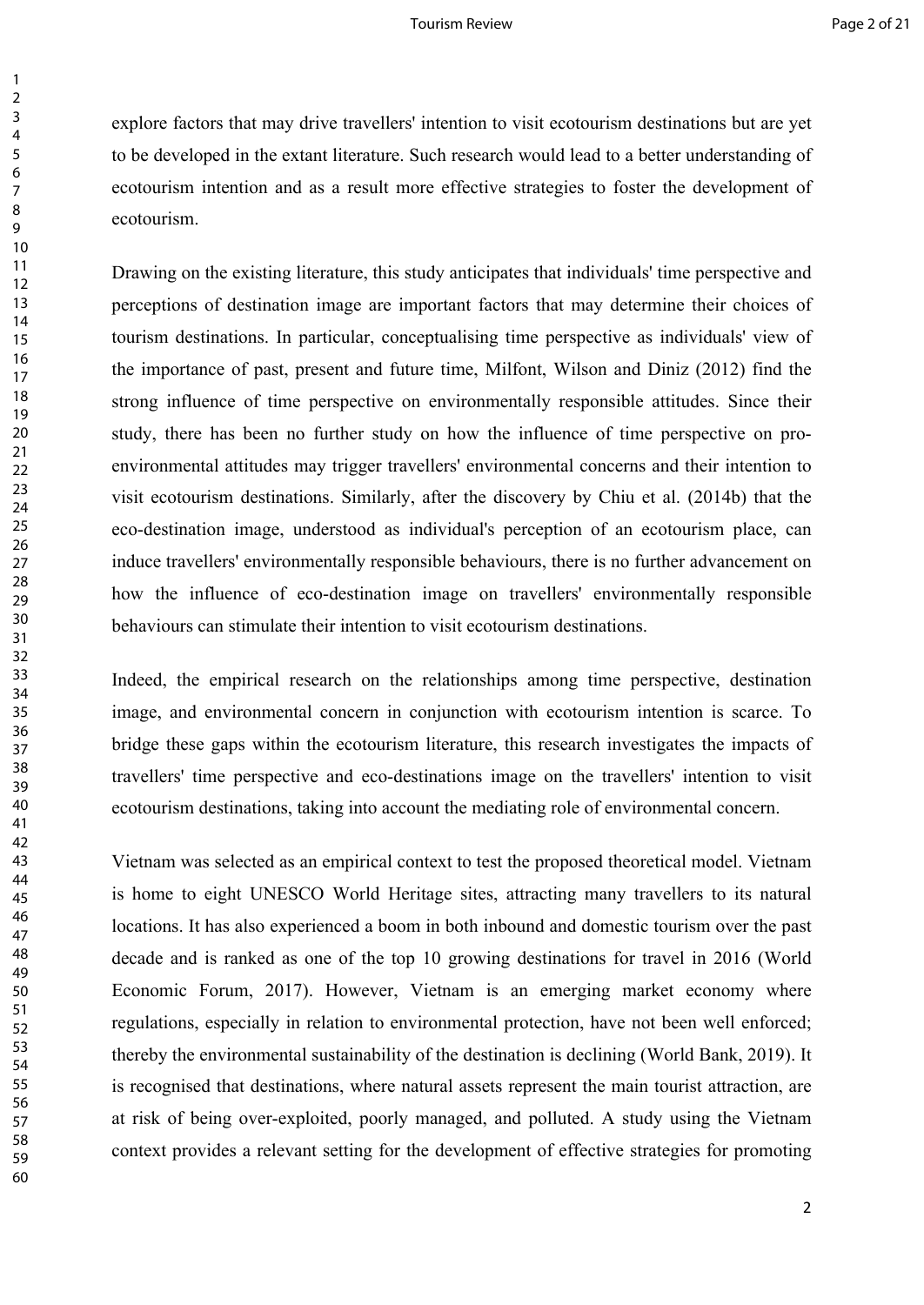explore factors that may drive travellers' intention to visit ecotourism destinations but are yet to be developed in the extant literature. Such research would lead to a better understanding of ecotourism intention and as a result more effective strategies to foster the development of ecotourism.

Drawing on the existing literature, this study anticipates that individuals' time perspective and perceptions of destination image are important factors that may determine their choices of tourism destinations. In particular, conceptualising time perspective as individuals' view of the importance of past, present and future time, Milfont, Wilson and Diniz (2012) find the strong influence of time perspective on environmentally responsible attitudes. Since their study, there has been no further study on how the influence of time perspective on pro-environmental attitudes may trigger travellers' environmental concerns and their intention to visit ecotourism destinations. Similarly, after the discovery by Chiu et al. (2014b) that the eco-destination image, understood as individual's perception of an ecotourism place, can induce travellers' environmentally responsible behaviours, there is no further advancement on how the influence of eco-destination image on travellers' environmentally responsible behaviours can stimulate their intention to visit ecotourism destinations.

Indeed, the empirical research on the relationships among time perspective, destination image, and environmental concern in conjunction with ecotourism intention is scarce. To bridge these gaps within the ecotourism literature, this research investigates the impacts of travellers' time perspective and eco-destinations image on the travellers' intention to visit ecotourism destinations, taking into account the mediating role of environmental concern.

Vietnam was selected as an empirical context to test the proposed theoretical model. Vietnam is home to eight UNESCO World Heritage sites, attracting many travellers to its natural locations. It has also experienced a boom in both inbound and domestic tourism over the past decade and is ranked as one of the top 10 growing destinations for travel in 2016 (World Economic Forum, 2017). However, Vietnam is an emerging market economy where regulations, especially in relation to environmental protection, have not been well enforced; thereby the environmental sustainability of the destination is declining (World Bank, 2019). It is recognised that destinations, where natural assets represent the main tourist attraction, are at risk of being over-exploited, poorly managed, and polluted. A study using the Vietnam context provides a relevant setting for the development of effective strategies for promoting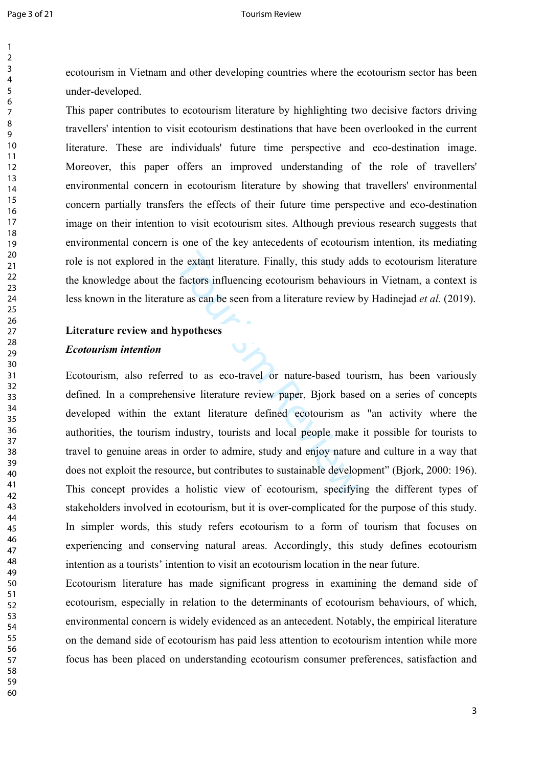ecotourism in Vietnam and other developing countries where the ecotourism sector has been under-developed.

This paper contributes to ecotourism literature by highlighting two decisive factors driving travellers' intention to visit ecotourism destinations that have been overlooked in the current literature. These are individuals' future time perspective and eco-destination image. Moreover, this paper offers an improved understanding of the role of travellers' environmental concern in ecotourism literature by showing that travellers' environmental concern partially transfers the effects of their future time perspective and eco-destination image on their intention to visit ecotourism sites. Although previous research suggests that environmental concern is one of the key antecedents of ecotourism intention, its mediating role is not explored in the extant literature. Finally, this study adds to ecotourism literature the knowledge about the factors influencing ecotourism behaviours in Vietnam, a context is less known in the literature as can be seen from a literature review by Hadinejad *et al.* (2019).

## Literature review and hypotheses

### *Ecotourism intention*

Ecotourism, also referred to as eco-travel or nature-based tourism, has been variously defined. In a comprehensive literature review paper, Bjork based on a series of concepts developed within the extant literature defined ecotourism as "an activity where the authorities, the tourism industry, tourists and local people make it possible for tourists to travel to genuine areas in order to admire, study and enjoy nature and culture in a way that does not exploit the resource, but contributes to sustainable development" (Bjork, 2000: 196). This concept provides a holistic view of ecotourism, specifying the different types of stakeholders involved in ecotourism, but it is over-complicated for the purpose of this study. In simpler words, this study refers ecotourism to a form of tourism that focuses on experiencing and conserving natural areas. Accordingly, this study defines ecotourism intention as a tourists' intention to visit an ecotourism location in the near future.

Ecotourism literature has made significant progress in examining the demand side of ecotourism, especially in relation to the determinants of ecotourism behaviours, of which, environmental concern is widely evidenced as an antecedent. Notably, the empirical literature on the demand side of ecotourism has paid less attention to ecotourism intention while more focus has been placed on understanding ecotourism consumer preferences, satisfaction and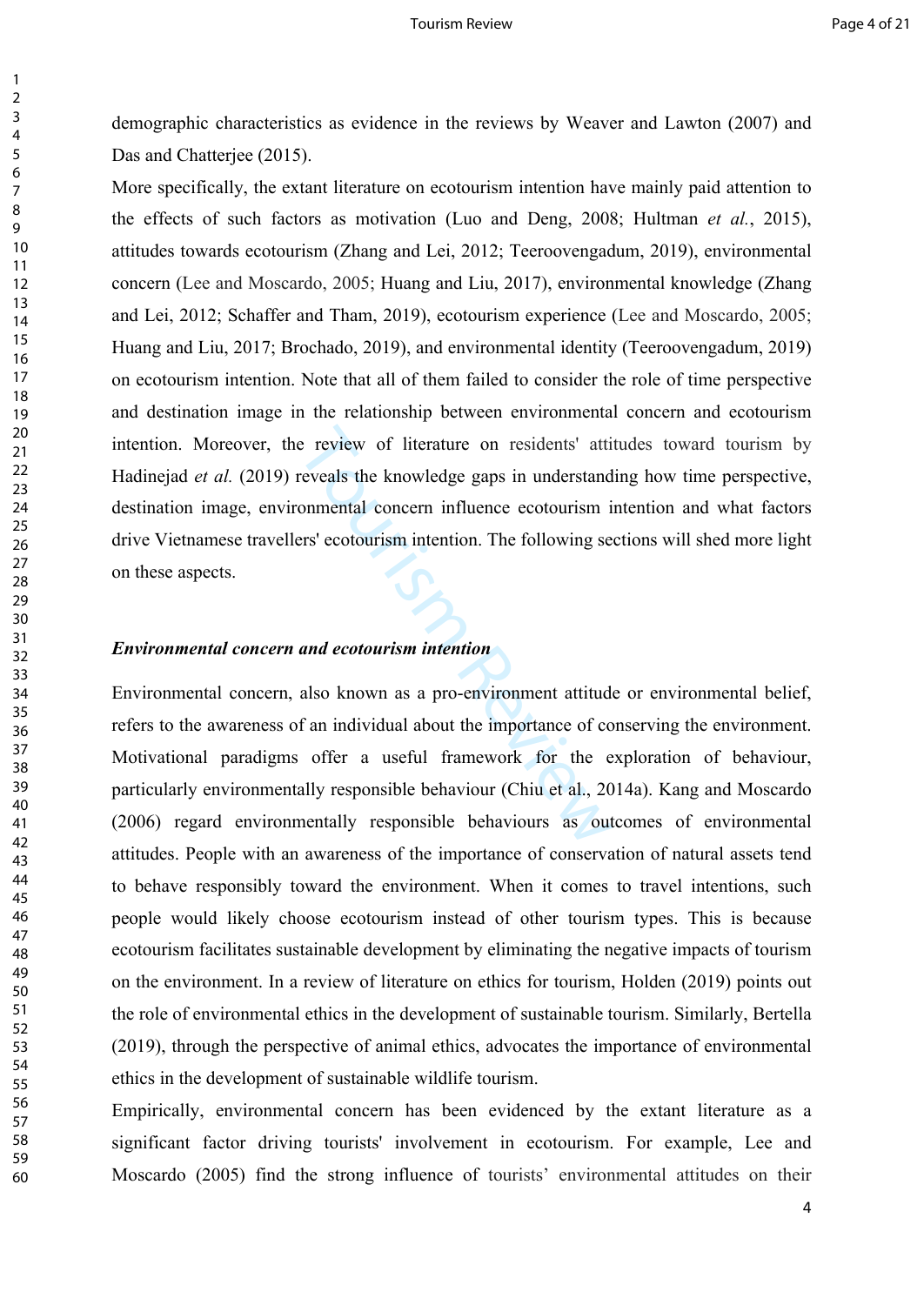demographic characteristics as evidence in the reviews by Weaver and Lawton (2007) and Das and Chatterjee (2015).

More specifically, the extant literature on ecotourism intention have mainly paid attention to the effects of such factors as motivation (Luo and Deng, 2008; Hultman *et al.*, 2015), attitudes towards ecotourism (Zhang and Lei, 2012; Teeroovengadum, 2019), environmental concern (Lee and Moscardo, 2005; Huang and Liu, 2017), environmental knowledge (Zhang and Lei, 2012; Schaffer and Tham, 2019), ecotourism experience (Lee and Moscardo, 2005; Huang and Liu, 2017; Brochado, 2019), and environmental identity (Teeroovengadum, 2019) on ecotourism intention. Note that all of them failed to consider the role of time perspective and destination image in the relationship between environmental concern and ecotourism intention. Moreover, the review of literature on residents' attitudes toward tourism by Hadinejad *et al.* (2019) reveals the knowledge gaps in understanding how time perspective, destination image, environmental concern influence ecotourism intention and what factors drive Vietnamese travellers' ecotourism intention. The following sections will shed more light on these aspects.

***Environmental concern and ecotourism intention***

Environmental concern, also known as a pro-environment attitude or environmental belief, refers to the awareness of an individual about the importance of conserving the environment. Motivational paradigms offer a useful framework for the exploration of behaviour, particularly environmentally responsible behaviour (Chiu et al., 2014a). Kang and Moscardo (2006) regard environmentally responsible behaviours as outcomes of environmental attitudes. People with an awareness of the importance of conservation of natural assets tend to behave responsibly toward the environment. When it comes to travel intentions, such people would likely choose ecotourism instead of other tourism types. This is because ecotourism facilitates sustainable development by eliminating the negative impacts of tourism on the environment. In a review of literature on ethics for tourism, Holden (2019) points out the role of environmental ethics in the development of sustainable tourism. Similarly, Bertella (2019), through the perspective of animal ethics, advocates the importance of environmental ethics in the development of sustainable wildlife tourism.

Empirically, environmental concern has been evidenced by the extant literature as a significant factor driving tourists' involvement in ecotourism. For example, Lee and Moscardo (2005) find the strong influence of tourists' environmental attitudes on their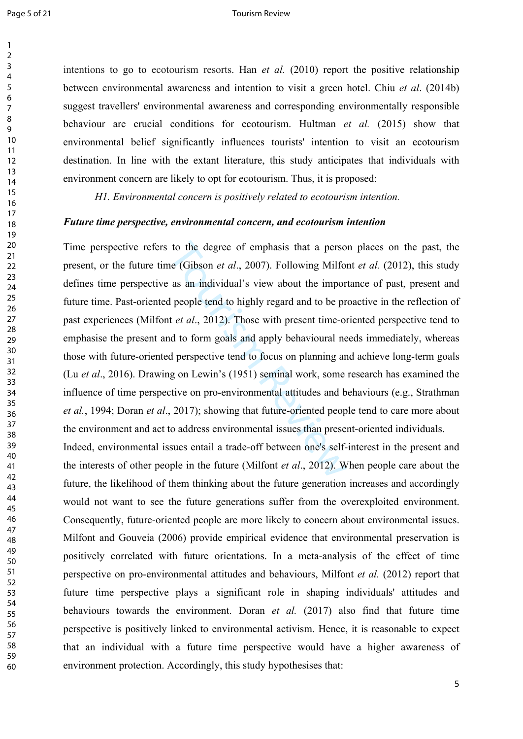intentions to go to ecotourism resorts. Han *et al.* (2010) report the positive relationship between environmental awareness and intention to visit a green hotel. Chiu *et al*. (2014b) suggest travellers' environmental awareness and corresponding environmentally responsible behaviour are crucial conditions for ecotourism. Hultman *et al.* (2015) show that environmental belief significantly influences tourists' intention to visit an ecotourism destination. In line with the extant literature, this study anticipates that individuals with environment concern are likely to opt for ecotourism. Thus, it is proposed:

*H1. Environmental concern is positively related to ecotourism intention.*

***Future time perspective, environmental concern, and ecotourism intention***

Time perspective refers to the degree of emphasis that a person places on the past, the present, or the future time (Gibson *et al*., 2007). Following Milfont *et al.* (2012), this study defines time perspective as an individual's view about the importance of past, present and future time. Past-oriented people tend to highly regard and to be proactive in the reflection of past experiences (Milfont *et al*., 2012). Those with present time-oriented perspective tend to emphasise the present and to form goals and apply behavioural needs immediately, whereas those with future-oriented perspective tend to focus on planning and achieve long-term goals (Lu *et al*., 2016). Drawing on Lewin's (1951) seminal work, some research has examined the influence of time perspective on pro-environmental attitudes and behaviours (e.g., Strathman *et al.*, 1994; Doran *et al*., 2017); showing that future-oriented people tend to care more about the environment and act to address environmental issues than present-oriented individuals.

Indeed, environmental issues entail a trade-off between one's self-interest in the present and the interests of other people in the future (Milfont *et al*., 2012). When people care about the future, the likelihood of them thinking about the future generation increases and accordingly would not want to see the future generations suffer from the overexploited environment. Consequently, future-oriented people are more likely to concern about environmental issues. Milfont and Gouveia (2006) provide empirical evidence that environmental preservation is positively correlated with future orientations. In a meta-analysis of the effect of time perspective on pro-environmental attitudes and behaviours, Milfont *et al.* (2012) report that future time perspective plays a significant role in shaping individuals' attitudes and behaviours towards the environment. Doran *et al.* (2017) also find that future time perspective is positively linked to environmental activism. Hence, it is reasonable to expect that an individual with a future time perspective would have a higher awareness of environment protection. Accordingly, this study hypothesises that: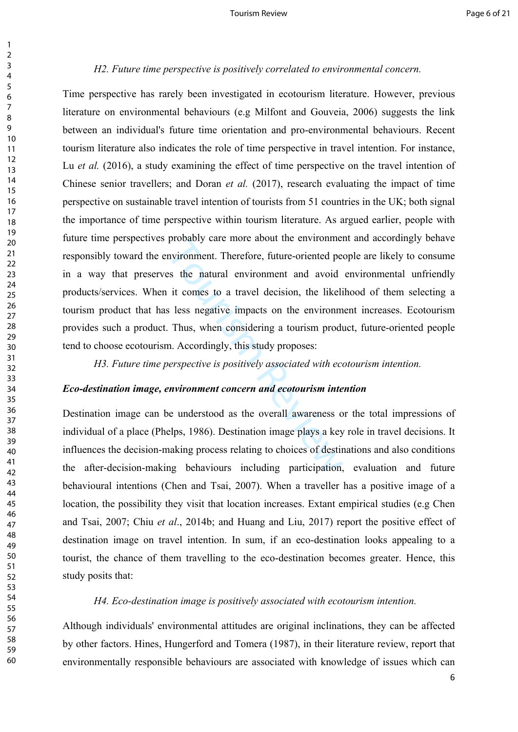*H2. Future time perspective is positively correlated to environmental concern.*

Time perspective has rarely been investigated in ecotourism literature. However, previous literature on environmental behaviours (e.g Milfont and Gouveia, 2006) suggests the link between an individual's future time orientation and pro-environmental behaviours. Recent tourism literature also indicates the role of time perspective in travel intention. For instance, Lu *et al.* (2016), a study examining the effect of time perspective on the travel intention of Chinese senior travellers; and Doran *et al.* (2017), research evaluating the impact of time perspective on sustainable travel intention of tourists from 51 countries in the UK; both signal the importance of time perspective within tourism literature. As argued earlier, people with future time perspectives probably care more about the environment and accordingly behave responsibly toward the environment. Therefore, future-oriented people are likely to consume in a way that preserves the natural environment and avoid environmental unfriendly products/services. When it comes to a travel decision, the likelihood of them selecting a tourism product that has less negative impacts on the environment increases. Ecotourism provides such a product. Thus, when considering a tourism product, future-oriented people tend to choose ecotourism. Accordingly, this study proposes:

*H3. Future time perspective is positively associated with ecotourism intention.*

***Eco-destination image, environment concern and ecotourism intention***

Destination image can be understood as the overall awareness or the total impressions of individual of a place (Phelps, 1986). Destination image plays a key role in travel decisions. It influences the decision-making process relating to choices of destinations and also conditions the after-decision-making behaviours including participation, evaluation and future behavioural intentions (Chen and Tsai, 2007). When a traveller has a positive image of a location, the possibility they visit that location increases. Extant empirical studies (e.g Chen and Tsai, 2007; Chiu *et al*., 2014b; and Huang and Liu, 2017) report the positive effect of destination image on travel intention. In sum, if an eco-destination looks appealing to a tourist, the chance of them travelling to the eco-destination becomes greater. Hence, this study posits that:

*H4. Eco-destination image is positively associated with ecotourism intention.*

Although individuals' environmental attitudes are original inclinations, they can be affected by other factors. Hines, Hungerford and Tomera (1987), in their literature review, report that environmentally responsible behaviours are associated with knowledge of issues which can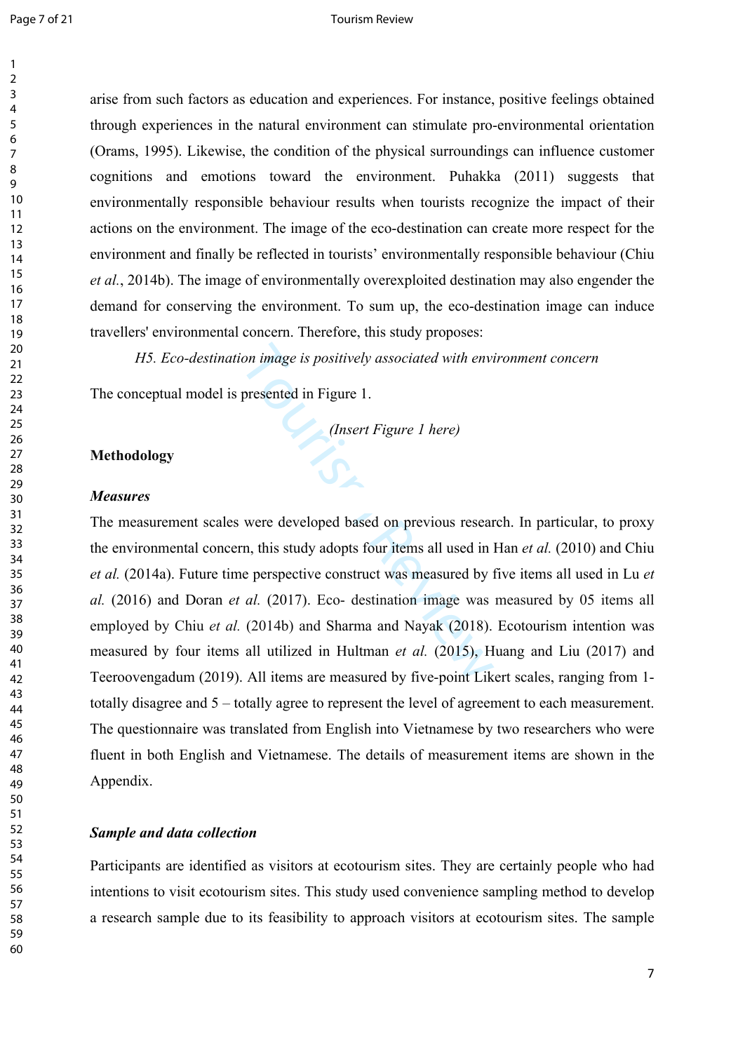arise from such factors as education and experiences. For instance, positive feelings obtained through experiences in the natural environment can stimulate pro-environmental orientation (Orams, 1995). Likewise, the condition of the physical surroundings can influence customer cognitions and emotions toward the environment. Puhakka (2011) suggests that environmentally responsible behaviour results when tourists recognize the impact of their actions on the environment. The image of the eco-destination can create more respect for the environment and finally be reflected in tourists' environmentally responsible behaviour (Chiu *et al.*, 2014b). The image of environmentally overexploited destination may also engender the demand for conserving the environment. To sum up, the eco-destination image can induce travellers' environmental concern. Therefore, this study proposes:

*H5. Eco-destination image is positively associated with environment concern*

The conceptual model is presented in Figure 1.

*(Insert Figure 1 here)*

## Methodology

### *Measures*

The measurement scales were developed based on previous research. In particular, to proxy the environmental concern, this study adopts four items all used in Han *et al.* (2010) and Chiu *et al.* (2014a). Future time perspective construct was measured by five items all used in Lu *et al.* (2016) and Doran *et al.* (2017). Eco- destination image was measured by 05 items all employed by Chiu *et al.* (2014b) and Sharma and Nayak (2018). Ecotourism intention was measured by four items all utilized in Hultman *et al.* (2015), Huang and Liu (2017) and Teeroovengadum (2019). All items are measured by five-point Likert scales, ranging from 1- totally disagree and 5 – totally agree to represent the level of agreement to each measurement. The questionnaire was translated from English into Vietnamese by two researchers who were fluent in both English and Vietnamese. The details of measurement items are shown in the Appendix.

### *Sample and data collection*

Participants are identified as visitors at ecotourism sites. They are certainly people who had intentions to visit ecotourism sites. This study used convenience sampling method to develop a research sample due to its feasibility to approach visitors at ecotourism sites. The sample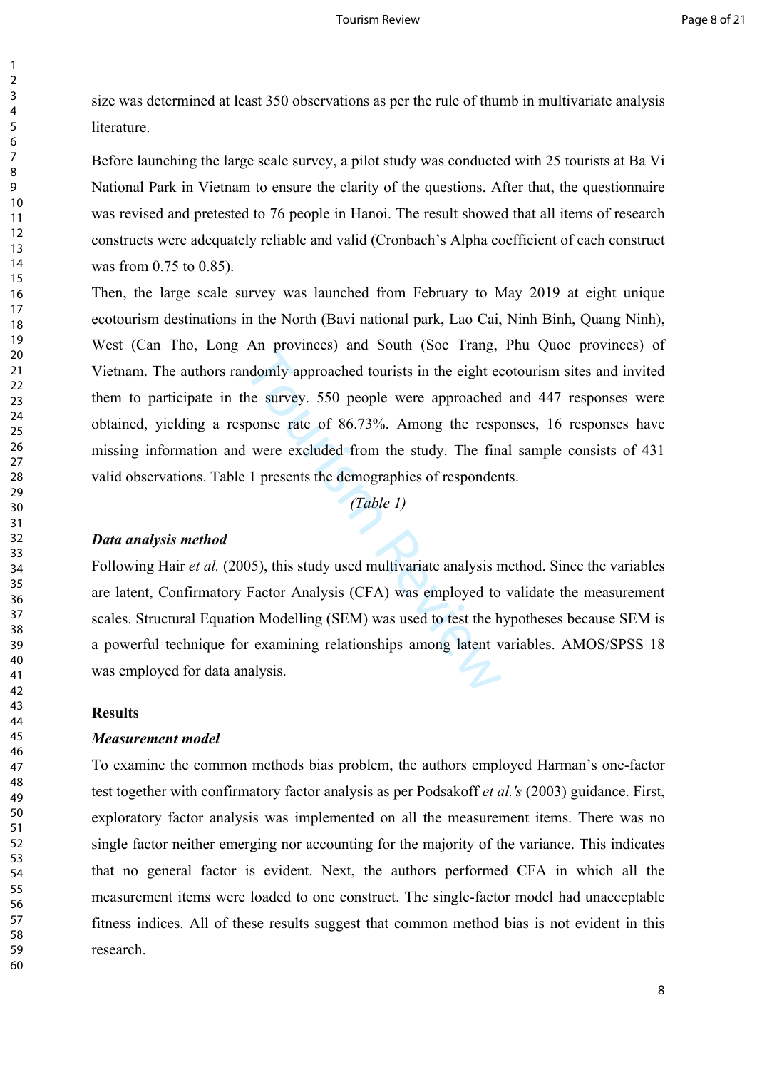size was determined at least 350 observations as per the rule of thumb in multivariate analysis literature.

Before launching the large scale survey, a pilot study was conducted with 25 tourists at Ba Vi National Park in Vietnam to ensure the clarity of the questions. After that, the questionnaire was revised and pretested to 76 people in Hanoi. The result showed that all items of research constructs were adequately reliable and valid (Cronbach's Alpha coefficient of each construct was from 0.75 to 0.85).

Then, the large scale survey was launched from February to May 2019 at eight unique ecotourism destinations in the North (Bavi national park, Lao Cai, Ninh Binh, Quang Ninh), West (Can Tho, Long An provinces) and South (Soc Trang, Phu Quoc provinces) of Vietnam. The authors randomly approached tourists in the eight ecotourism sites and invited them to participate in the survey. 550 people were approached and 447 responses were obtained, yielding a response rate of 86.73%. Among the responses, 16 responses have missing information and were excluded from the study. The final sample consists of 431 valid observations. Table 1 presents the demographics of respondents.

*(Table 1)*

***Data analysis method***

Following Hair *et al.* (2005), this study used multivariate analysis method. Since the variables are latent, Confirmatory Factor Analysis (CFA) was employed to validate the measurement scales. Structural Equation Modelling (SEM) was used to test the hypotheses because SEM is a powerful technique for examining relationships among latent variables. AMOS/SPSS 18 was employed for data analysis.

## Results

***Measurement model***

To examine the common methods bias problem, the authors employed Harman's one-factor test together with confirmatory factor analysis as per Podsakoff *et al.'s* (2003) guidance. First, exploratory factor analysis was implemented on all the measurement items. There was no single factor neither emerging nor accounting for the majority of the variance. This indicates that no general factor is evident. Next, the authors performed CFA in which all the measurement items were loaded to one construct. The single-factor model had unacceptable fitness indices. All of these results suggest that common method bias is not evident in this research.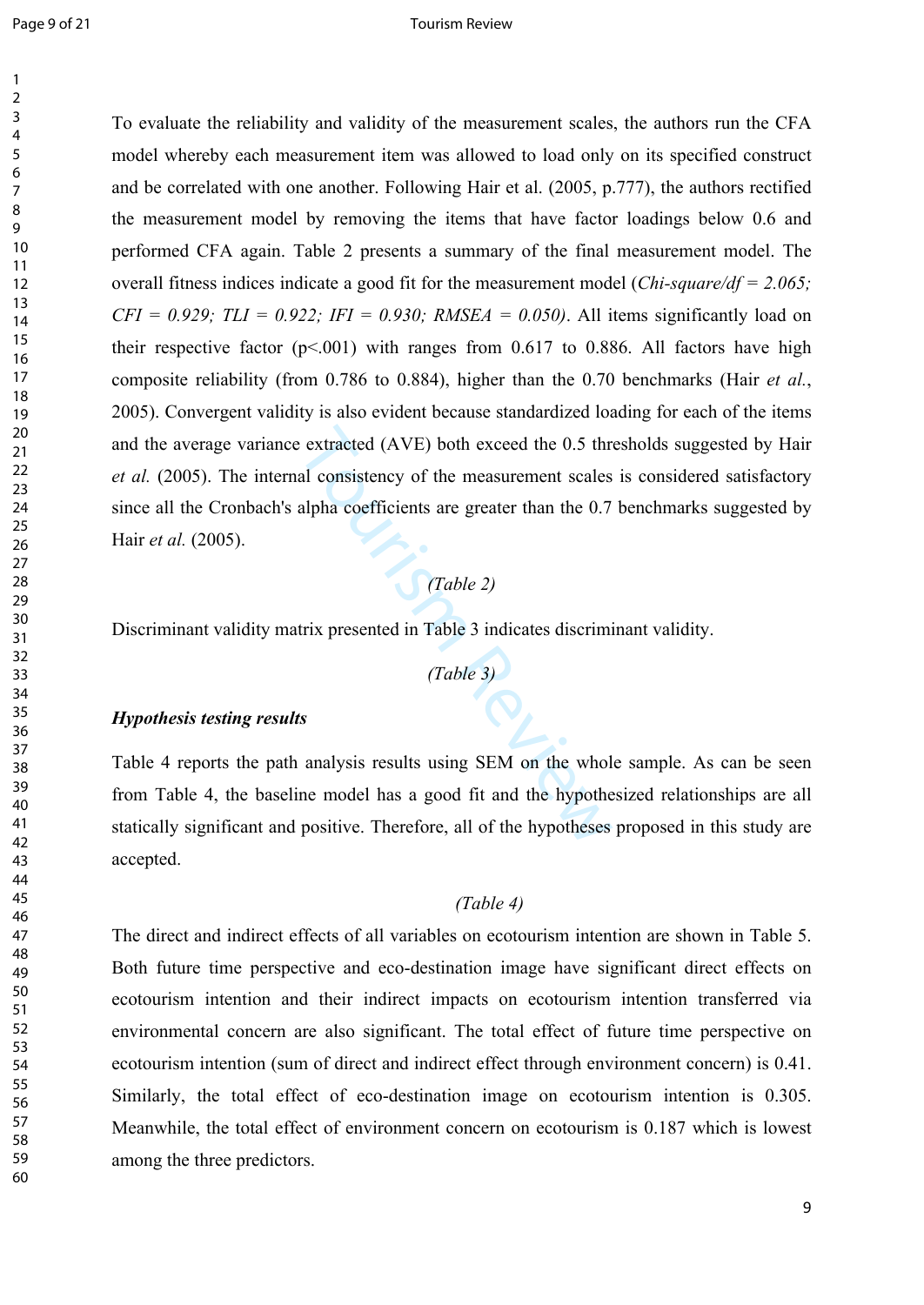To evaluate the reliability and validity of the measurement scales, the authors run the CFA model whereby each measurement item was allowed to load only on its specified construct and be correlated with one another. Following Hair et al. (2005, p.777), the authors rectified the measurement model by removing the items that have factor loadings below 0.6 and performed CFA again. Table 2 presents a summary of the final measurement model. The overall fitness indices indicate a good fit for the measurement model (*Chi-square/df = 2.065; CFI = 0.929; TLI = 0.922; IFI = 0.930; RMSEA = 0.050)*. All items significantly load on their respective factor (p<.001) with ranges from 0.617 to 0.886. All factors have high composite reliability (from 0.786 to 0.884), higher than the 0.70 benchmarks (Hair *et al.*, 2005). Convergent validity is also evident because standardized loading for each of the items and the average variance extracted (AVE) both exceed the 0.5 thresholds suggested by Hair *et al.* (2005). The internal consistency of the measurement scales is considered satisfactory since all the Cronbach's alpha coefficients are greater than the 0.7 benchmarks suggested by Hair *et al.* (2005).

*(Table 2)*

Discriminant validity matrix presented in Table 3 indicates discriminant validity.

*(Table 3)*

***Hypothesis testing results***

Table 4 reports the path analysis results using SEM on the whole sample. As can be seen from Table 4, the baseline model has a good fit and the hypothesized relationships are all statically significant and positive. Therefore, all of the hypotheses proposed in this study are accepted.

*(Table 4)*

The direct and indirect effects of all variables on ecotourism intention are shown in Table 5. Both future time perspective and eco-destination image have significant direct effects on ecotourism intention and their indirect impacts on ecotourism intention transferred via environmental concern are also significant. The total effect of future time perspective on ecotourism intention (sum of direct and indirect effect through environment concern) is 0.41. Similarly, the total effect of eco-destination image on ecotourism intention is 0.305. Meanwhile, the total effect of environment concern on ecotourism is 0.187 which is lowest among the three predictors.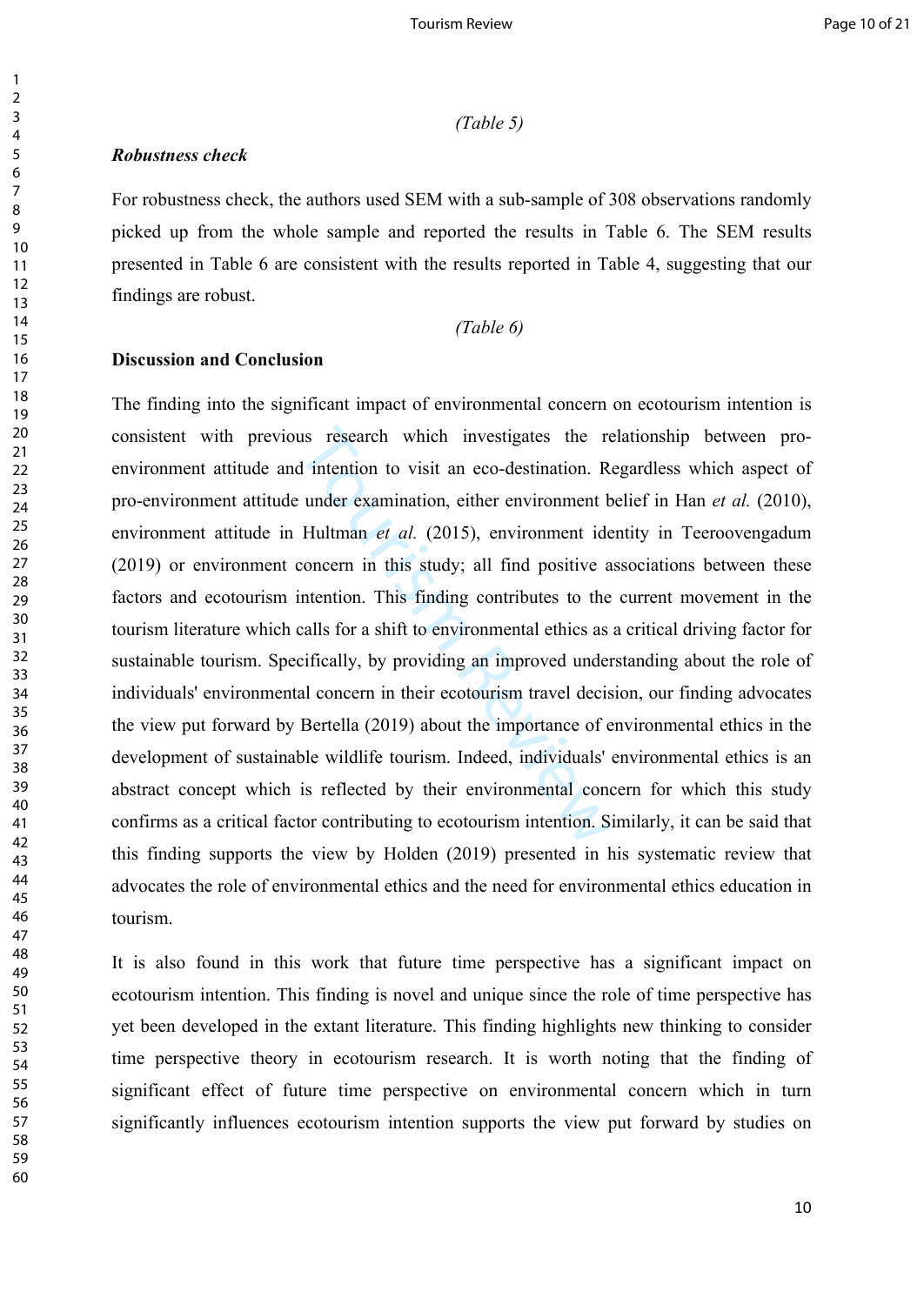*(Table 5)*

***Robustness check***

For robustness check, the authors used SEM with a sub-sample of 308 observations randomly picked up from the whole sample and reported the results in Table 6. The SEM results presented in Table 6 are consistent with the results reported in Table 4, suggesting that our findings are robust.

*(Table 6)*

**Discussion and Conclusion**

The finding into the significant impact of environmental concern on ecotourism intention is consistent with previous research which investigates the relationship between pro-environment attitude and intention to visit an eco-destination. Regardless which aspect of pro-environment attitude under examination, either environment belief in Han *et al.* (2010), environment attitude in Hultman *et al.* (2015), environment identity in Teeroovengadum (2019) or environment concern in this study; all find positive associations between these factors and ecotourism intention. This finding contributes to the current movement in the tourism literature which calls for a shift to environmental ethics as a critical driving factor for sustainable tourism. Specifically, by providing an improved understanding about the role of individuals' environmental concern in their ecotourism travel decision, our finding advocates the view put forward by Bertella (2019) about the importance of environmental ethics in the development of sustainable wildlife tourism. Indeed, individuals' environmental ethics is an abstract concept which is reflected by their environmental concern for which this study confirms as a critical factor contributing to ecotourism intention. Similarly, it can be said that this finding supports the view by Holden (2019) presented in his systematic review that advocates the role of environmental ethics and the need for environmental ethics education in tourism.

It is also found in this work that future time perspective has a significant impact on ecotourism intention. This finding is novel and unique since the role of time perspective has yet been developed in the extant literature. This finding highlights new thinking to consider time perspective theory in ecotourism research. It is worth noting that the finding of significant effect of future time perspective on environmental concern which in turn significantly influences ecotourism intention supports the view put forward by studies on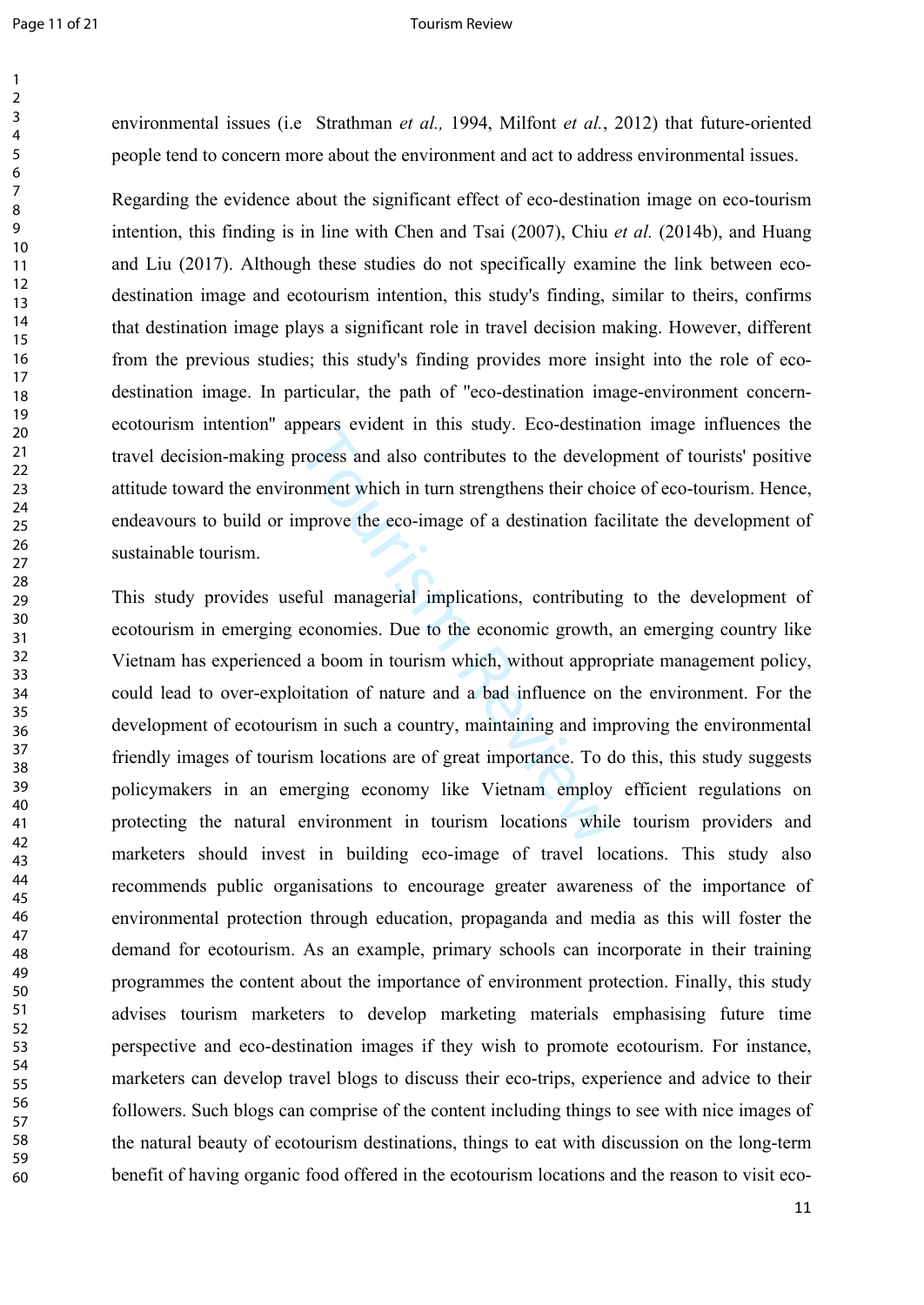environmental issues (i.e  Strathman *et al.,* 1994, Milfont *et al.*, 2012) that future-oriented people tend to concern more about the environment and act to address environmental issues.

Regarding the evidence about the significant effect of eco-destination image on eco-tourism intention, this finding is in line with Chen and Tsai (2007), Chiu *et al.* (2014b), and Huang and Liu (2017). Although these studies do not specifically examine the link between eco-destination image and ecotourism intention, this study's finding, similar to theirs, confirms that destination image plays a significant role in travel decision making. However, different from the previous studies; this study's finding provides more insight into the role of eco-destination image. In particular, the path of "eco-destination image-environment concern-ecotourism intention" appears evident in this study. Eco-destination image influences the travel decision-making process and also contributes to the development of tourists' positive attitude toward the environment which in turn strengthens their choice of eco-tourism. Hence, endeavours to build or improve the eco-image of a destination facilitate the development of sustainable tourism.

This study provides useful managerial implications, contributing to the development of ecotourism in emerging economies. Due to the economic growth, an emerging country like Vietnam has experienced a boom in tourism which, without appropriate management policy, could lead to over-exploitation of nature and a bad influence on the environment. For the development of ecotourism in such a country, maintaining and improving the environmental friendly images of tourism locations are of great importance. To do this, this study suggests policymakers in an emerging economy like Vietnam employ efficient regulations on protecting the natural environment in tourism locations while tourism providers and marketers should invest in building eco-image of travel locations. This study also recommends public organisations to encourage greater awareness of the importance of environmental protection through education, propaganda and media as this will foster the demand for ecotourism. As an example, primary schools can incorporate in their training programmes the content about the importance of environment protection. Finally, this study advises tourism marketers to develop marketing materials emphasising future time perspective and eco-destination images if they wish to promote ecotourism. For instance, marketers can develop travel blogs to discuss their eco-trips, experience and advice to their followers. Such blogs can comprise of the content including things to see with nice images of the natural beauty of ecotourism destinations, things to eat with discussion on the long-term benefit of having organic food offered in the ecotourism locations and the reason to visit eco-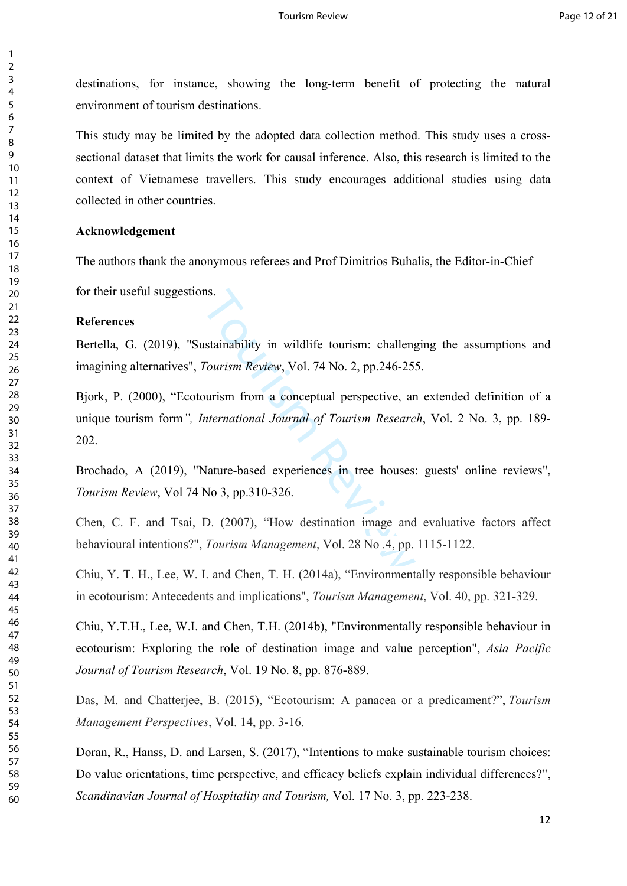destinations, for instance, showing the long-term benefit of protecting the natural environment of tourism destinations.

This study may be limited by the adopted data collection method. This study uses a cross-sectional dataset that limits the work for causal inference. Also, this research is limited to the context of Vietnamese travellers. This study encourages additional studies using data collected in other countries.

**Acknowledgement**

The authors thank the anonymous referees and Prof Dimitrios Buhalis, the Editor-in-Chief for their useful suggestions.

**References**

Bertella, G. (2019), "Sustainability in wildlife tourism: challenging the assumptions and imagining alternatives", *Tourism Review*, Vol. 74 No. 2, pp.246-255.

Bjork, P. (2000), "Ecotourism from a conceptual perspective, an extended definition of a unique tourism form*", International Journal of Tourism Research*, Vol. 2 No. 3, pp. 189-202.

Brochado, A (2019), "Nature-based experiences in tree houses: guests' online reviews", *Tourism Review*, Vol 74 No 3, pp.310-326.

Chen, C. F. and Tsai, D. (2007), "How destination image and evaluative factors affect behavioural intentions?", *Tourism Management*, Vol. 28 No .4, pp. 1115-1122.

Chiu, Y. T. H., Lee, W. I. and Chen, T. H. (2014a), "Environmentally responsible behaviour in ecotourism: Antecedents and implications", *Tourism Management*, Vol. 40, pp. 321-329.

Chiu, Y.T.H., Lee, W.I. and Chen, T.H. (2014b), "Environmentally responsible behaviour in ecotourism: Exploring the role of destination image and value perception", *Asia Pacific Journal of Tourism Research*, Vol. 19 No. 8, pp. 876-889.

Das, M. and Chatterjee, B. (2015), "Ecotourism: A panacea or a predicament?", *Tourism Management Perspectives*, Vol. 14, pp. 3-16.

Doran, R., Hanss, D. and Larsen, S. (2017), "Intentions to make sustainable tourism choices: Do value orientations, time perspective, and efficacy beliefs explain individual differences?", *Scandinavian Journal of Hospitality and Tourism,* Vol. 17 No. 3, pp. 223-238.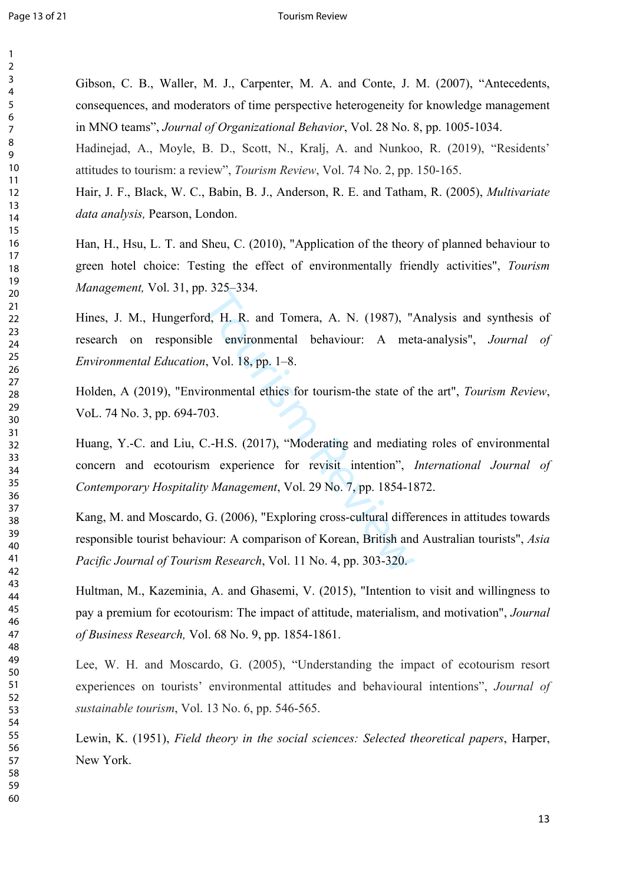Gibson, C. B., Waller, M. J., Carpenter, M. A. and Conte, J. M. (2007), "Antecedents, consequences, and moderators of time perspective heterogeneity for knowledge management in MNO teams", *Journal of Organizational Behavior*, Vol. 28 No. 8, pp. 1005-1034.

Hadinejad, A., Moyle, B. D., Scott, N., Kralj, A. and Nunkoo, R. (2019), "Residents' attitudes to tourism: a review", *Tourism Review*, Vol. 74 No. 2, pp. 150-165.

Hair, J. F., Black, W. C., Babin, B. J., Anderson, R. E. and Tatham, R. (2005), *Multivariate data analysis,* Pearson, London.

Han, H., Hsu, L. T. and Sheu, C. (2010), "Application of the theory of planned behaviour to green hotel choice: Testing the effect of environmentally friendly activities", *Tourism Management,* Vol. 31, pp. 325–334.

Hines, J. M., Hungerford, H. R. and Tomera, A. N. (1987), "Analysis and synthesis of research on responsible environmental behaviour: A meta-analysis", *Journal of Environmental Education*, Vol. 18, pp. 1–8.

Holden, A (2019), "Environmental ethics for tourism-the state of the art", *Tourism Review*, VoL. 74 No. 3, pp. 694-703.

Huang, Y.-C. and Liu, C.-H.S. (2017), "Moderating and mediating roles of environmental concern and ecotourism experience for revisit intention", *International Journal of Contemporary Hospitality Management*, Vol. 29 No. 7, pp. 1854-1872.

Kang, M. and Moscardo, G. (2006), "Exploring cross-cultural differences in attitudes towards responsible tourist behaviour: A comparison of Korean, British and Australian tourists", *Asia Pacific Journal of Tourism Research*, Vol. 11 No. 4, pp. 303-320.

Hultman, M., Kazeminia, A. and Ghasemi, V. (2015), "Intention to visit and willingness to pay a premium for ecotourism: The impact of attitude, materialism, and motivation", *Journal of Business Research,* Vol. 68 No. 9, pp. 1854-1861.

Lee, W. H. and Moscardo, G. (2005), "Understanding the impact of ecotourism resort experiences on tourists' environmental attitudes and behavioural intentions", *Journal of sustainable tourism*, Vol. 13 No. 6, pp. 546-565.

Lewin, K. (1951), *Field theory in the social sciences: Selected theoretical papers*, Harper, New York.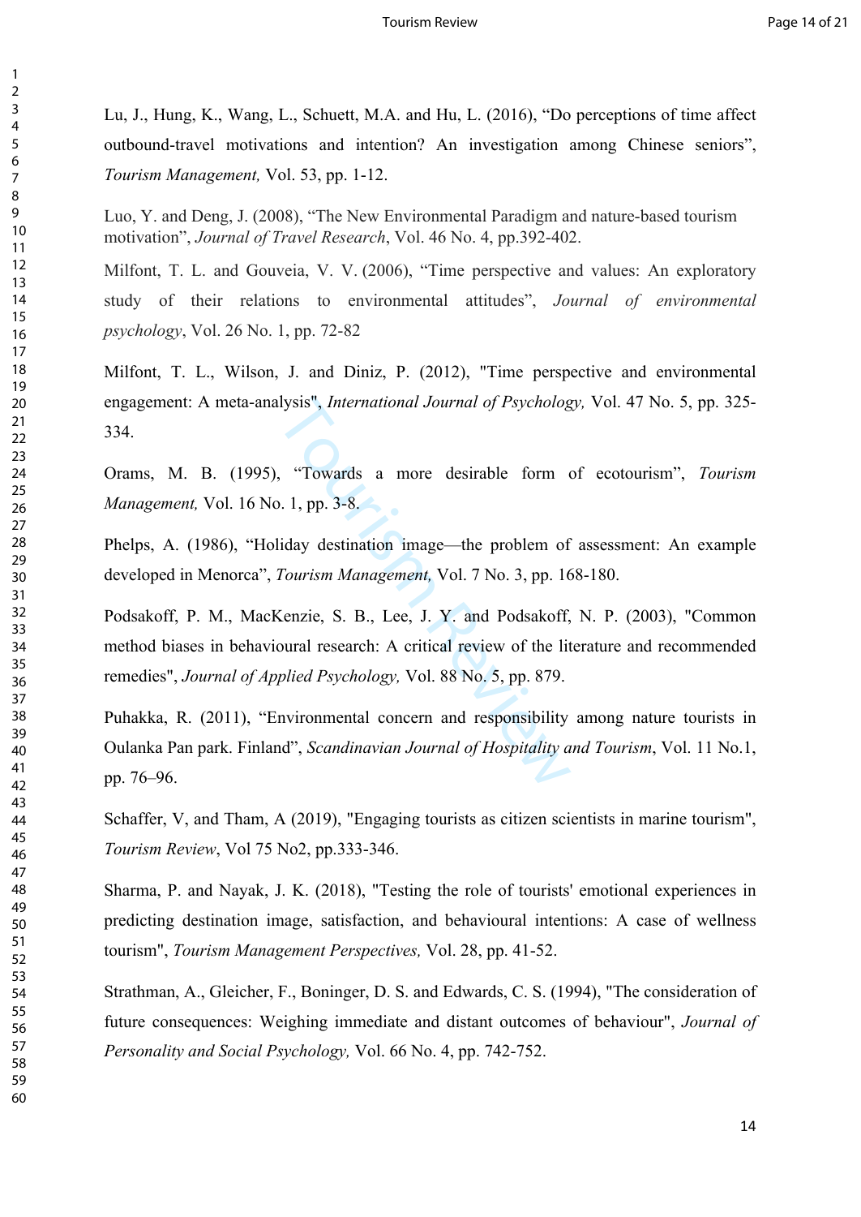Lu, J., Hung, K., Wang, L., Schuett, M.A. and Hu, L. (2016), "Do perceptions of time affect outbound-travel motivations and intention? An investigation among Chinese seniors", *Tourism Management,* Vol. 53, pp. 1-12.

Luo, Y. and Deng, J. (2008), "The New Environmental Paradigm and nature-based tourism motivation", *Journal of Travel Research*, Vol. 46 No. 4, pp.392-402.

Milfont, T. L. and Gouveia, V. V. (2006), "Time perspective and values: An exploratory study of their relations to environmental attitudes", *Journal of environmental psychology*, Vol. 26 No. 1, pp. 72-82

Milfont, T. L., Wilson, J. and Diniz, P. (2012), "Time perspective and environmental engagement: A meta-analysis", *International Journal of Psychology,* Vol. 47 No. 5, pp. 325-334.

Orams, M. B. (1995), "Towards a more desirable form of ecotourism", *Tourism Management,* Vol. 16 No. 1, pp. 3-8.

Phelps, A. (1986), "Holiday destination image—the problem of assessment: An example developed in Menorca", *Tourism Management,* Vol. 7 No. 3, pp. 168-180.

Podsakoff, P. M., MacKenzie, S. B., Lee, J. Y. and Podsakoff, N. P. (2003), "Common method biases in behavioural research: A critical review of the literature and recommended remedies", *Journal of Applied Psychology,* Vol. 88 No. 5, pp. 879.

Puhakka, R. (2011), "Environmental concern and responsibility among nature tourists in Oulanka Pan park. Finland", *Scandinavian Journal of Hospitality and Tourism*, Vol. 11 No.1, pp. 76–96.

Schaffer, V, and Tham, A (2019), "Engaging tourists as citizen scientists in marine tourism", *Tourism Review*, Vol 75 No2, pp.333-346.

Sharma, P. and Nayak, J. K. (2018), "Testing the role of tourists' emotional experiences in predicting destination image, satisfaction, and behavioural intentions: A case of wellness tourism", *Tourism Management Perspectives,* Vol. 28, pp. 41-52.

Strathman, A., Gleicher, F., Boninger, D. S. and Edwards, C. S. (1994), "The consideration of future consequences: Weighing immediate and distant outcomes of behaviour", *Journal of Personality and Social Psychology,* Vol. 66 No. 4, pp. 742-752.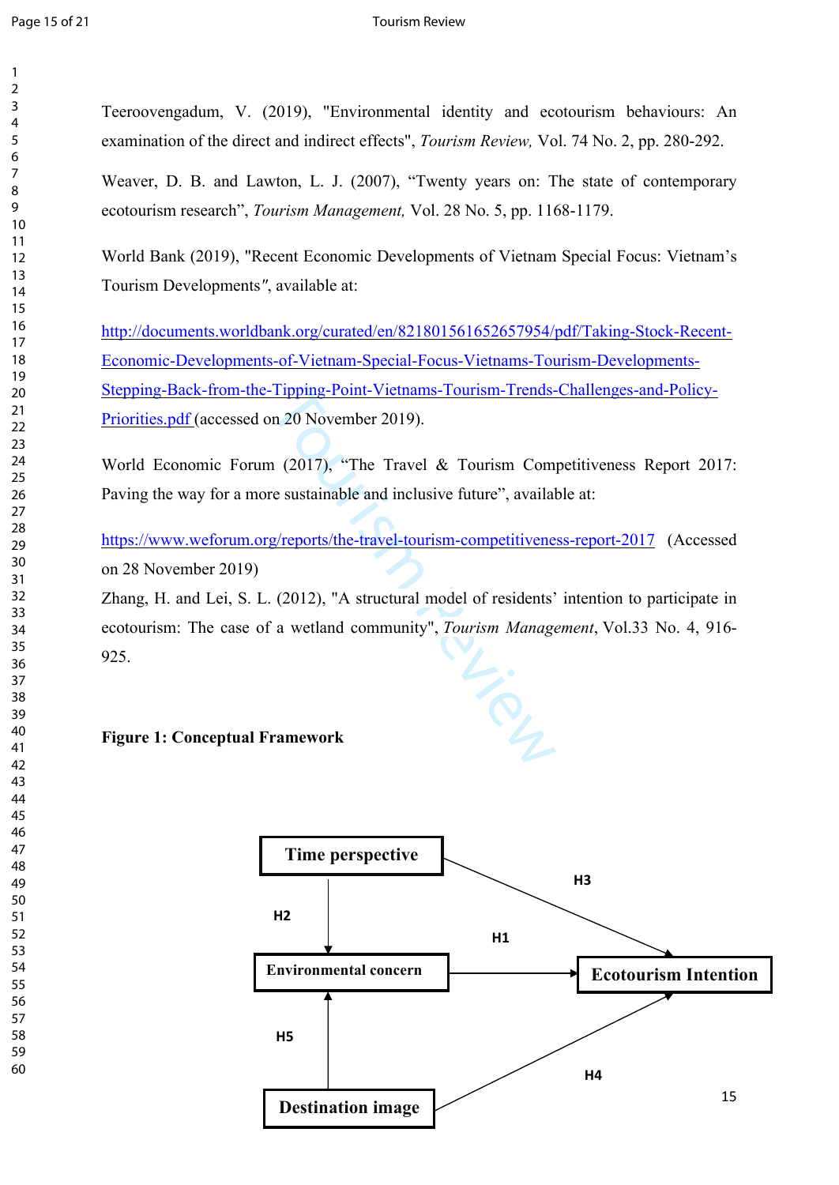Teeroovengadum, V. (2019), "Environmental identity and ecotourism behaviours: An examination of the direct and indirect effects", *Tourism Review,* Vol. 74 No. 2, pp. 280-292.

Weaver, D. B. and Lawton, L. J. (2007), "Twenty years on: The state of contemporary ecotourism research", *Tourism Management,* Vol. 28 No. 5, pp. 1168-1179.

World Bank (2019), "Recent Economic Developments of Vietnam Special Focus: Vietnam's Tourism Developments", available at:

http://documents.worldbank.org/curated/en/821801561652657954/pdf/Taking-Stock-Recent-Economic-Developments-of-Vietnam-Special-Focus-Vietnams-Tourism-Developments-Stepping-Back-from-the-Tipping-Point-Vietnams-Tourism-Trends-Challenges-and-Policy-Priorities.pdf (accessed on 20 November 2019).

World Economic Forum (2017), "The Travel & Tourism Competitiveness Report 2017: Paving the way for a more sustainable and inclusive future", available at:

https://www.weforum.org/reports/the-travel-tourism-competitiveness-report-2017 (Accessed on 28 November 2019)

Zhang, H. and Lei, S. L. (2012), "A structural model of residents' intention to participate in ecotourism: The case of a wetland community", *Tourism Management*, Vol.33 No. 4, 916-925.

**Figure 1: Conceptual Framework**

Time perspective

H3

H2

H1

Environmental concern

Ecotourism Intention

H5

H4

Destination image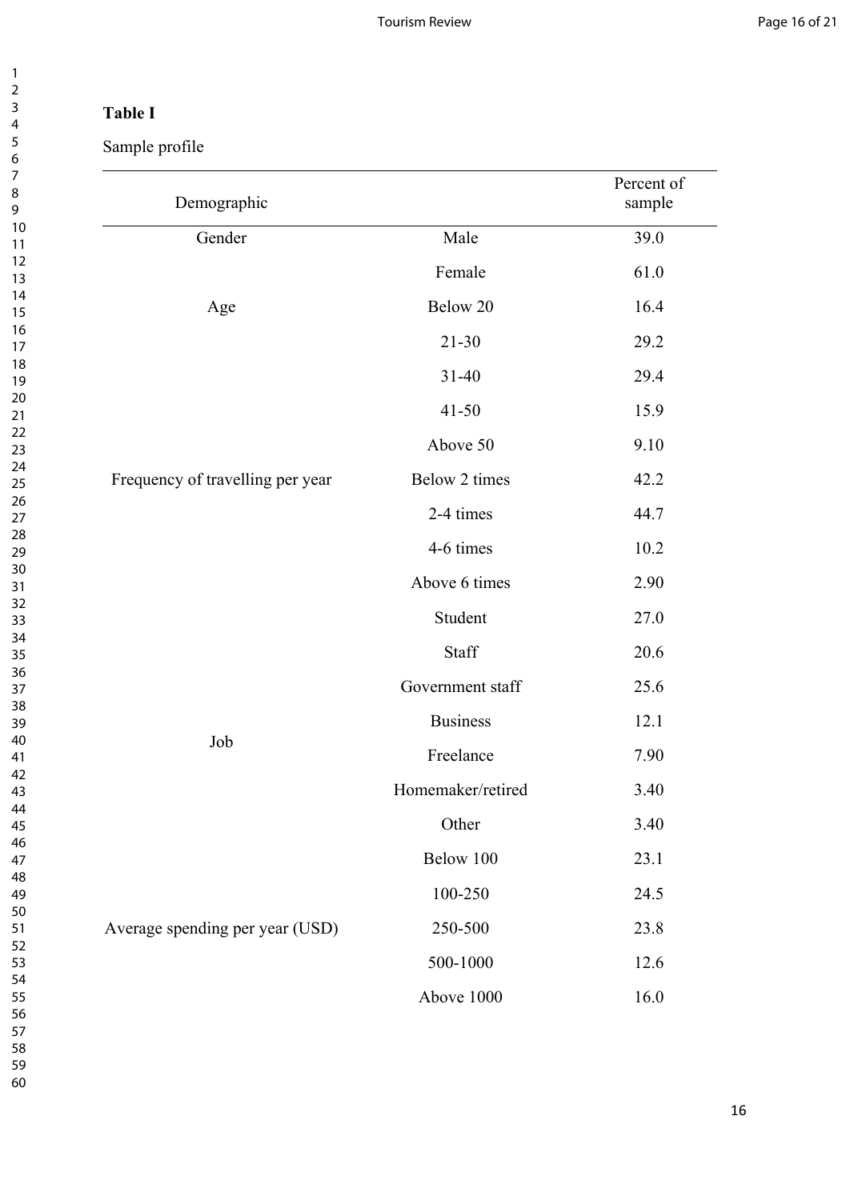**Table I**

Sample profile

| Demographic | | Percent of sample |
|---|---|---|
| Gender | Male | 39.0 |
| | Female | 61.0 |
| Age | Below 20 | 16.4 |
| | 21-30 | 29.2 |
| | 31-40 | 29.4 |
| | 41-50 | 15.9 |
| | Above 50 | 9.10 |
| Frequency of travelling per year | Below 2 times | 42.2 |
| | 2-4 times | 44.7 |
| | 4-6 times | 10.2 |
| | Above 6 times | 2.90 |
| Job | Student | 27.0 |
| | Staff | 20.6 |
| | Government staff | 25.6 |
| | Business | 12.1 |
| | Freelance | 7.90 |
| | Homemaker/retired | 3.40 |
| | Other | 3.40 |
| Average spending per year (USD) | Below 100 | 23.1 |
| | 100-250 | 24.5 |
| | 250-500 | 23.8 |
| | 500-1000 | 12.6 |
| | Above 1000 | 16.0 |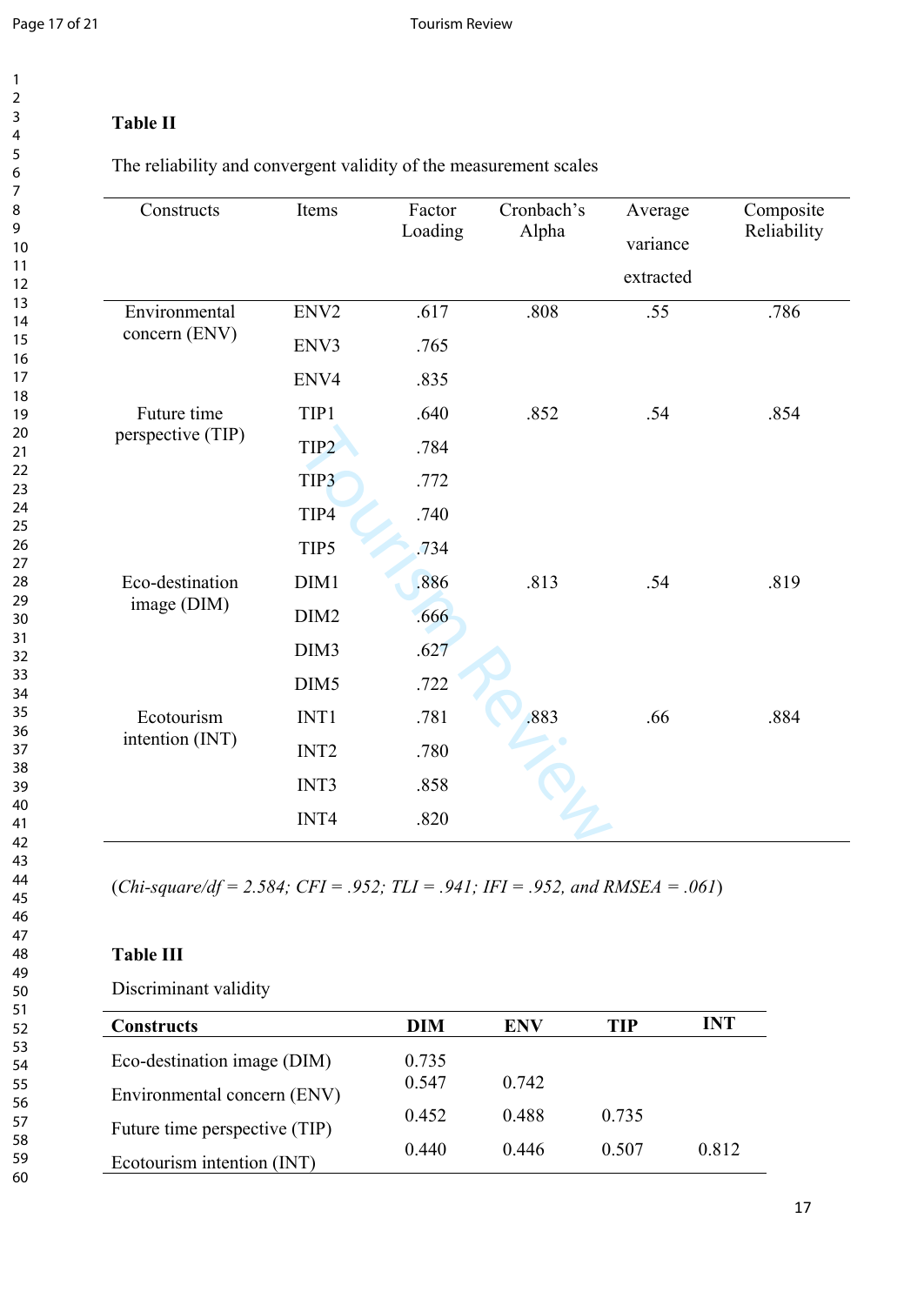**Table II**

The reliability and convergent validity of the measurement scales

| Constructs | Items | Factor Loading | Cronbach's Alpha | Average variance extracted | Composite Reliability |
|---|---|---|---|---|---|
| Environmental concern (ENV) | ENV2 | .617 | .808 | .55 | .786 |
| | ENV3 | .765 | | | |
| | ENV4 | .835 | | | |
| Future time perspective (TIP) | TIP1 | .640 | .852 | .54 | .854 |
| | TIP2 | .784 | | | |
| | TIP3 | .772 | | | |
| | TIP4 | .740 | | | |
| | TIP5 | .734 | | | |
| Eco-destination image (DIM) | DIM1 | .886 | .813 | .54 | .819 |
| | DIM2 | .666 | | | |
| | DIM3 | .627 | | | |
| | DIM5 | .722 | | | |
| Ecotourism intention (INT) | INT1 | .781 | .883 | .66 | .884 |
| | INT2 | .780 | | | |
| | INT3 | .858 | | | |
| | INT4 | .820 | | | |

(*Chi-square/df = 2.584; CFI = .952; TLI = .941; IFI = .952, and RMSEA = .061*)

**Table III**

Discriminant validity

| **Constructs** | **DIM** | **ENV** | **TIP** | **INT** |
|---|---|---|---|---|
| Eco-destination image (DIM) | 0.735 | | | |
| Environmental concern (ENV) | 0.547 | 0.742 | | |
| Future time perspective (TIP) | 0.452 | 0.488 | 0.735 | |
| Ecotourism intention (INT) | 0.440 | 0.446 | 0.507 | 0.812 |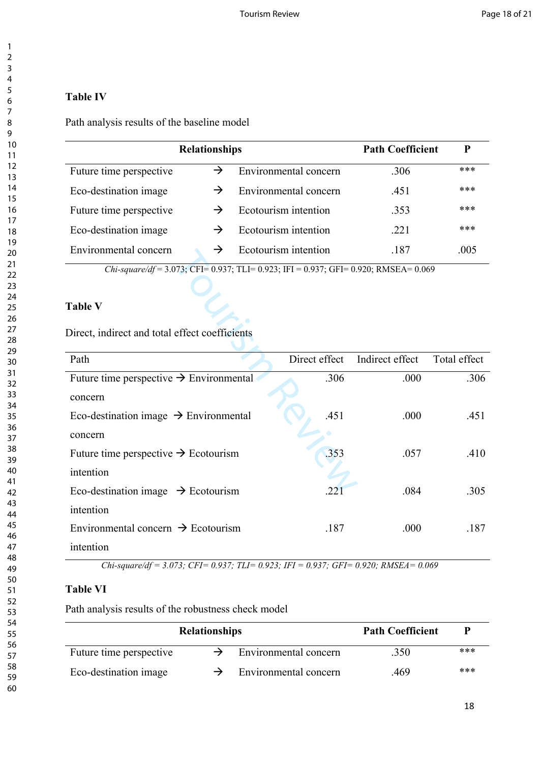**Table IV**

Path analysis results of the baseline model

| Relationships | | | Path Coefficient | P |
|---|---|---|---|---|
| Future time perspective | → | Environmental concern | .306 | *** |
| Eco-destination image | → | Environmental concern | .451 | *** |
| Future time perspective | → | Ecotourism intention | .353 | *** |
| Eco-destination image | → | Ecotourism intention | .221 | *** |
| Environmental concern | → | Ecotourism intention | .187 | .005 |

*Chi-square/df* = 3.073; CFI= 0.937; TLI= 0.923; IFI = 0.937; GFI= 0.920; RMSEA= 0.069

**Table V**

Direct, indirect and total effect coefficients

| Path | Direct effect | Indirect effect | Total effect |
|---|---|---|---|
| Future time perspective → Environmental concern | .306 | .000 | .306 |
| Eco-destination image → Environmental concern | .451 | .000 | .451 |
| Future time perspective → Ecotourism intention | .353 | .057 | .410 |
| Eco-destination image → Ecotourism intention | .221 | .084 | .305 |
| Environmental concern → Ecotourism intention | .187 | .000 | .187 |

*Chi-square/df = 3.073; CFI= 0.937; TLI= 0.923; IFI = 0.937; GFI= 0.920; RMSEA= 0.069*

**Table VI**

Path analysis results of the robustness check model

| Relationships | | | Path Coefficient | P |
|---|---|---|---|---|
| Future time perspective | → | Environmental concern | .350 | *** |
| Eco-destination image | → | Environmental concern | .469 | *** |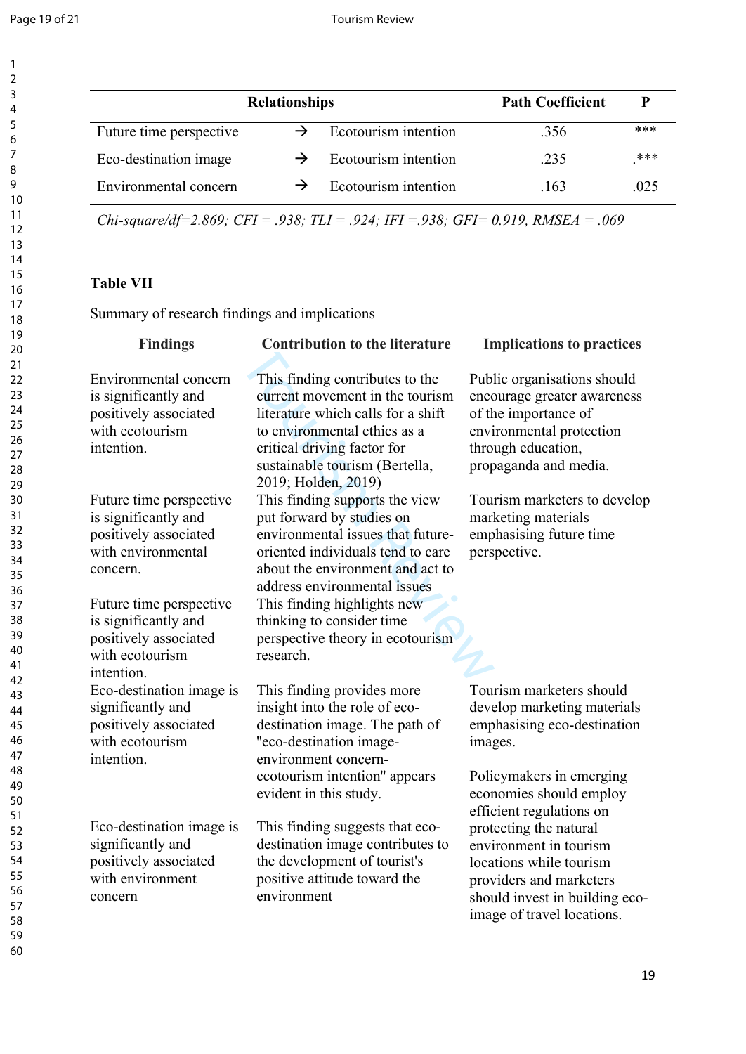| Relationships | | | Path Coefficient | P |
|---|---|---|---|---|
| Future time perspective | → | Ecotourism intention | .356 | *** |
| Eco-destination image | → | Ecotourism intention | .235 | .*** |
| Environmental concern | → | Ecotourism intention | .163 | .025 |

*Chi-square/df=2.869; CFI = .938; TLI = .924; IFI =.938; GFI= 0.919, RMSEA = .069*

**Table VII**

Summary of research findings and implications

| Findings | Contribution to the literature | Implications to practices |
|---|---|---|
| Environmental concern is significantly and positively associated with ecotourism intention. | This finding contributes to the current movement in the tourism literature which calls for a shift to environmental ethics as a critical driving factor for sustainable tourism (Bertella, 2019; Holden, 2019) | Public organisations should encourage greater awareness of the importance of environmental protection through education, propaganda and media. |
| Future time perspective is significantly and positively associated with environmental concern. | This finding supports the view put forward by studies on environmental issues that future-oriented individuals tend to care about the environment and act to address environmental issues | Tourism marketers to develop marketing materials emphasising future time perspective. |
| Future time perspective is significantly and positively associated with ecotourism intention. | This finding highlights new thinking to consider time perspective theory in ecotourism research. | |
| Eco-destination image is significantly and positively associated with ecotourism intention. | This finding provides more insight into the role of eco-destination image. The path of "eco-destination image-environment concern-ecotourism intention" appears evident in this study. | Tourism marketers should develop marketing materials emphasising eco-destination images. |
| Eco-destination image is significantly and positively associated with environment concern | This finding suggests that eco-destination image contributes to the development of tourist's positive attitude toward the environment | Policymakers in emerging economies should employ efficient regulations on protecting the natural environment in tourism locations while tourism providers and marketers should invest in building eco-image of travel locations. |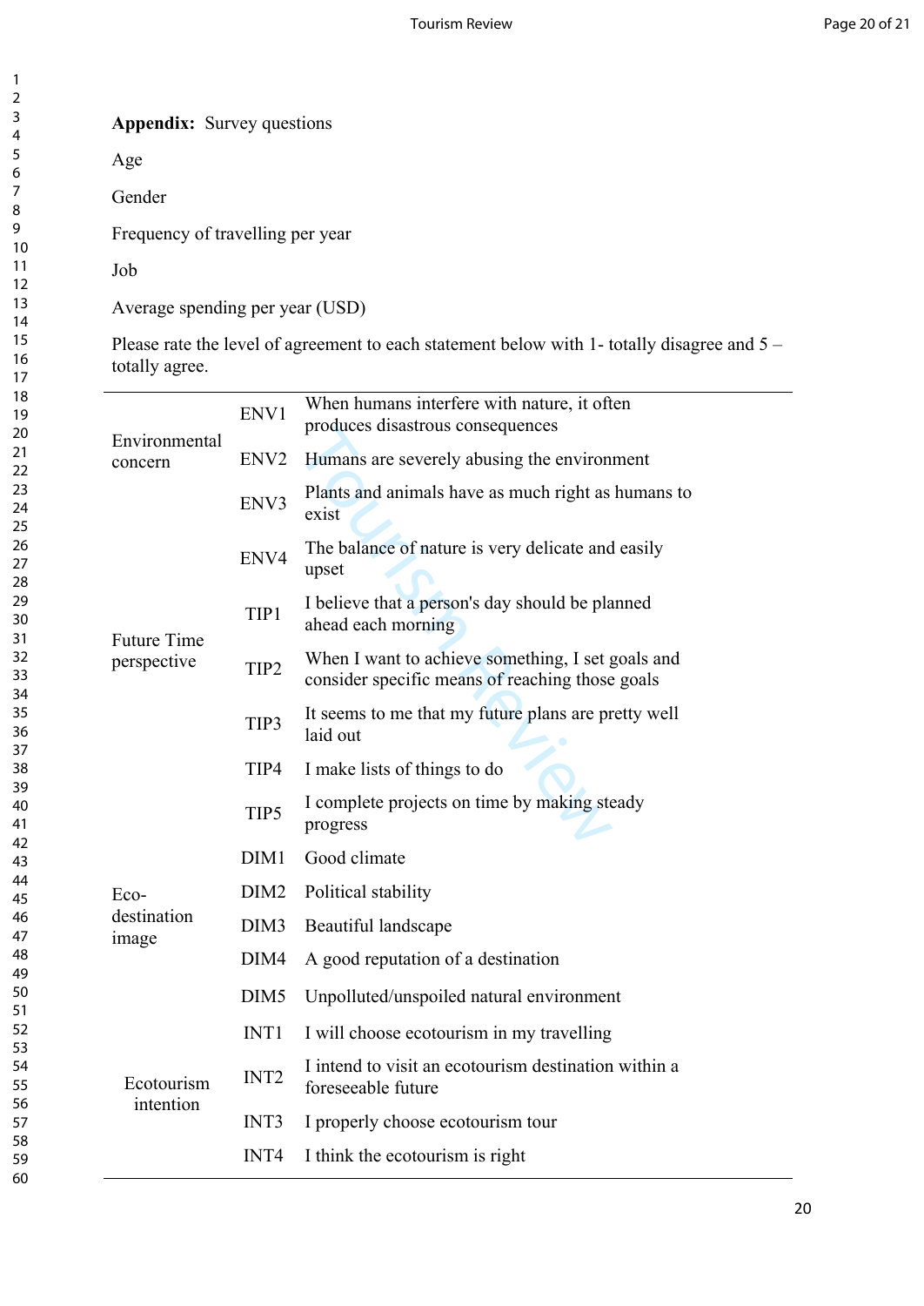**Appendix:** Survey questions

Age

Gender

Frequency of travelling per year

Job

Average spending per year (USD)

Please rate the level of agreement to each statement below with 1- totally disagree and 5 – totally agree.

| | | |
|---|---|---|
| Environmental concern | ENV1 | When humans interfere with nature, it often produces disastrous consequences |
| | ENV2 | Humans are severely abusing the environment |
| | ENV3 | Plants and animals have as much right as humans to exist |
| | ENV4 | The balance of nature is very delicate and easily upset |
| Future Time perspective | TIP1 | I believe that a person's day should be planned ahead each morning |
| | TIP2 | When I want to achieve something, I set goals and consider specific means of reaching those goals |
| | TIP3 | It seems to me that my future plans are pretty well laid out |
| | TIP4 | I make lists of things to do |
| | TIP5 | I complete projects on time by making steady progress |
| Eco-destination image | DIM1 | Good climate |
| | DIM2 | Political stability |
| | DIM3 | Beautiful landscape |
| | DIM4 | A good reputation of a destination |
| | DIM5 | Unpolluted/unspoiled natural environment |
| Ecotourism intention | INT1 | I will choose ecotourism in my travelling |
| | INT2 | I intend to visit an ecotourism destination within a foreseeable future |
| | INT3 | I properly choose ecotourism tour |
| | INT4 | I think the ecotourism is right |